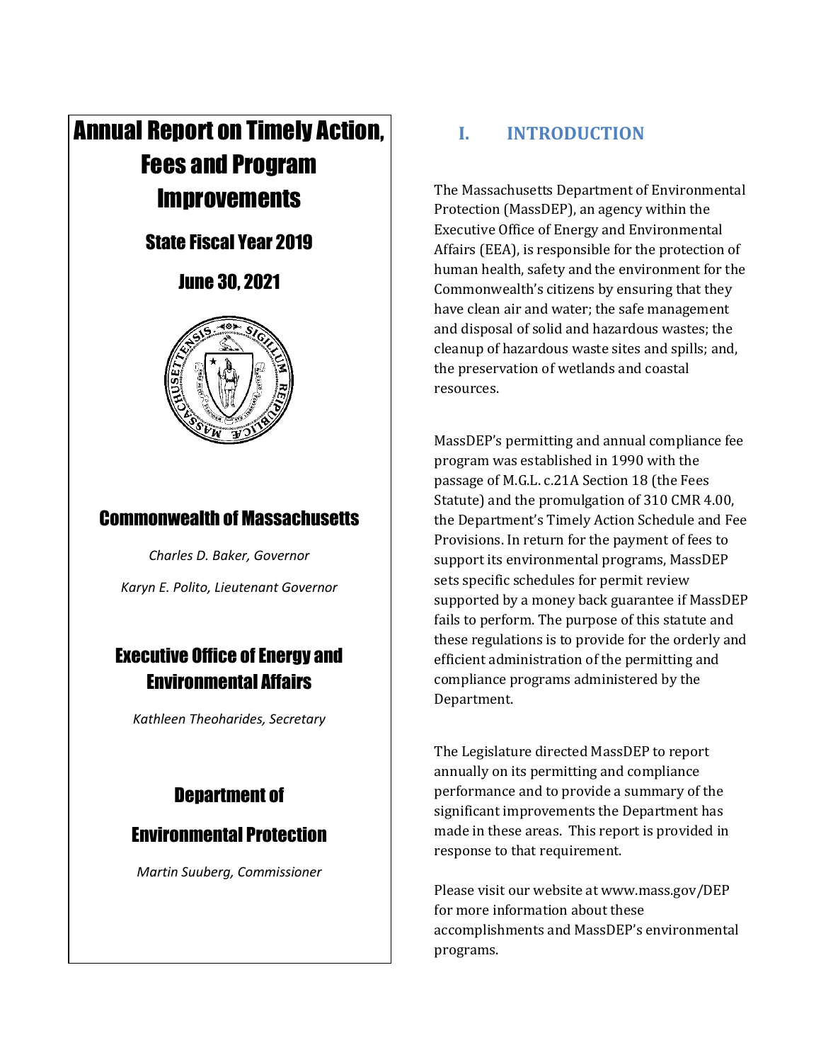# Annual Report on Timely Action, Fees and Program Improvements

## State Fiscal Year 2019

## June 30, 2021

## Commonwealth of Massachusetts

*Charles D. Baker, Governor*

*Karyn E. Polito, Lieutenant Governor*

## Executive Office of Energy and Environmental Affairs

*Kathleen Theoharides, Secretary*

## Department of Environmental Protection

*Martin Suuberg, Commissioner*

# I. INTRODUCTION

The Massachusetts Department of Environmental Protection (MassDEP), an agency within the Executive Office of Energy and Environmental Affairs (EEA), is responsible for the protection of human health, safety and the environment for the Commonwealth's citizens by ensuring that they have clean air and water; the safe management and disposal of solid and hazardous wastes; the cleanup of hazardous waste sites and spills; and, the preservation of wetlands and coastal resources.

MassDEP's permitting and annual compliance fee program was established in 1990 with the passage of M.G.L. c.21A Section 18 (the Fees Statute) and the promulgation of 310 CMR 4.00, the Department's Timely Action Schedule and Fee Provisions. In return for the payment of fees to support its environmental programs, MassDEP sets specific schedules for permit review supported by a money back guarantee if MassDEP fails to perform. The purpose of this statute and these regulations is to provide for the orderly and efficient administration of the permitting and compliance programs administered by the Department.

The Legislature directed MassDEP to report annually on its permitting and compliance performance and to provide a summary of the significant improvements the Department has made in these areas. This report is provided in response to that requirement.

Please visit our website at www.mass.gov/DEP for more information about these accomplishments and MassDEP's environmental programs.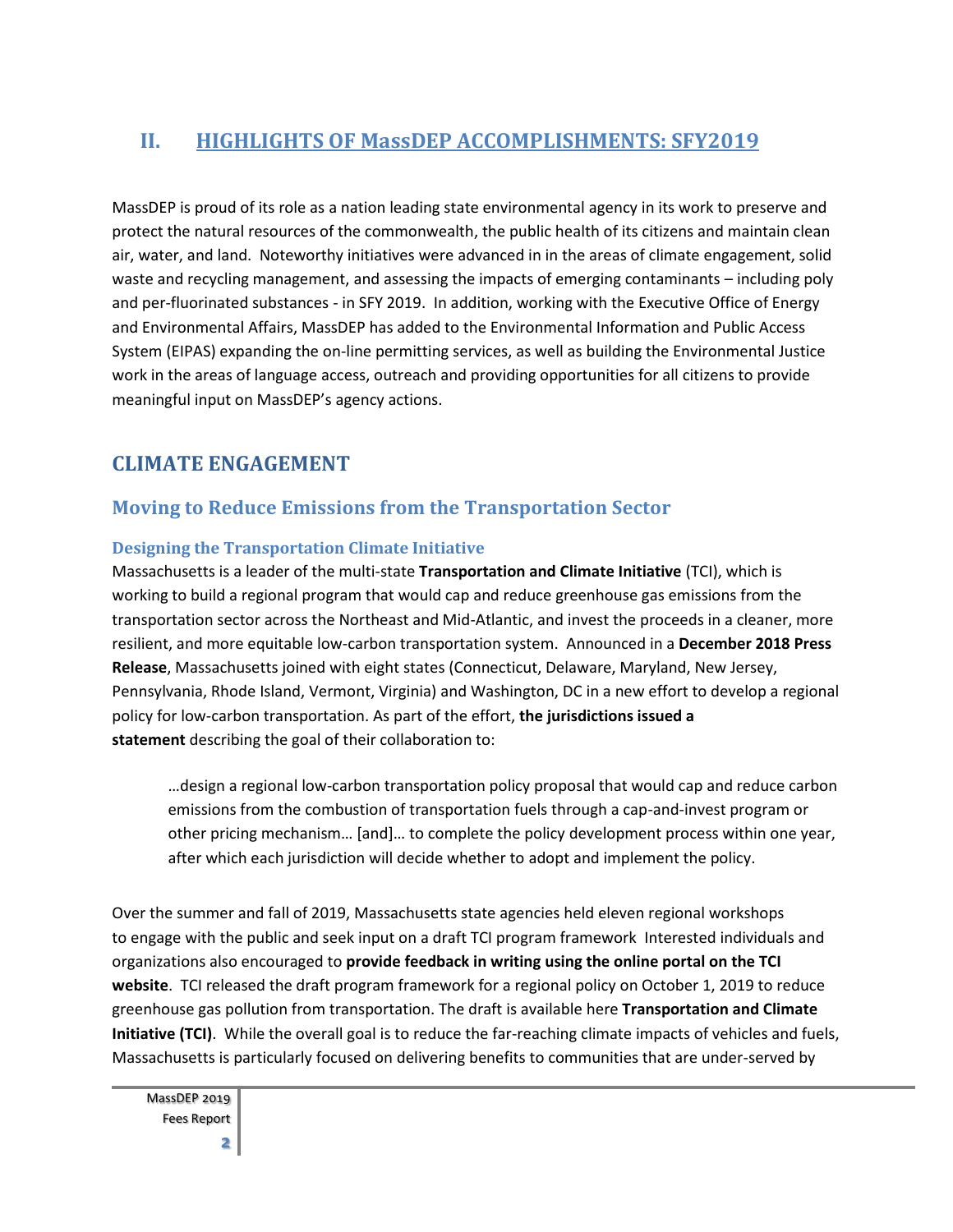## II. HIGHLIGHTS OF MassDEP ACCOMPLISHMENTS: SFY2019

MassDEP is proud of its role as a nation leading state environmental agency in its work to preserve and protect the natural resources of the commonwealth, the public health of its citizens and maintain clean air, water, and land. Noteworthy initiatives were advanced in in the areas of climate engagement, solid waste and recycling management, and assessing the impacts of emerging contaminants – including poly and per-fluorinated substances - in SFY 2019. In addition, working with the Executive Office of Energy and Environmental Affairs, MassDEP has added to the Environmental Information and Public Access System (EIPAS) expanding the on-line permitting services, as well as building the Environmental Justice work in the areas of language access, outreach and providing opportunities for all citizens to provide meaningful input on MassDEP's agency actions.

## CLIMATE ENGAGEMENT

### Moving to Reduce Emissions from the Transportation Sector

#### Designing the Transportation Climate Initiative

Massachusetts is a leader of the multi-state **Transportation and Climate Initiative** (TCI), which is working to build a regional program that would cap and reduce greenhouse gas emissions from the transportation sector across the Northeast and Mid-Atlantic, and invest the proceeds in a cleaner, more resilient, and more equitable low-carbon transportation system. Announced in a **December 2018 Press Release**, Massachusetts joined with eight states (Connecticut, Delaware, Maryland, New Jersey, Pennsylvania, Rhode Island, Vermont, Virginia) and Washington, DC in a new effort to develop a regional policy for low-carbon transportation. As part of the effort, **the jurisdictions issued a statement** describing the goal of their collaboration to:

> …design a regional low-carbon transportation policy proposal that would cap and reduce carbon emissions from the combustion of transportation fuels through a cap-and-invest program or other pricing mechanism… [and]… to complete the policy development process within one year, after which each jurisdiction will decide whether to adopt and implement the policy.

Over the summer and fall of 2019, Massachusetts state agencies held eleven regional workshops to engage with the public and seek input on a draft TCI program framework Interested individuals and organizations also encouraged to **provide feedback in writing using the online portal on the TCI website**. TCI released the draft program framework for a regional policy on October 1, 2019 to reduce greenhouse gas pollution from transportation. The draft is available here **Transportation and Climate Initiative (TCI)**. While the overall goal is to reduce the far-reaching climate impacts of vehicles and fuels, Massachusetts is particularly focused on delivering benefits to communities that are under-served by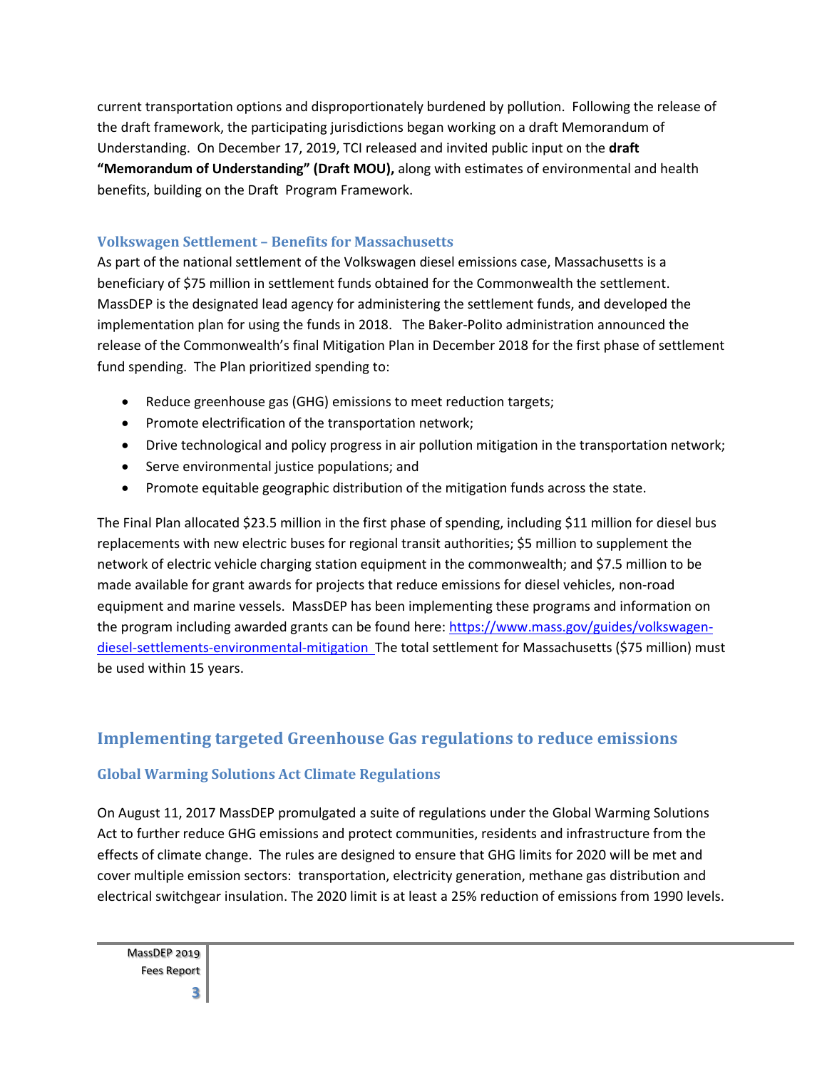current transportation options and disproportionately burdened by pollution. Following the release of the draft framework, the participating jurisdictions began working on a draft Memorandum of Understanding. On December 17, 2019, TCI released and invited public input on the **draft "Memorandum of Understanding" (Draft MOU),** along with estimates of environmental and health benefits, building on the Draft Program Framework.

### Volkswagen Settlement – Benefits for Massachusetts

As part of the national settlement of the Volkswagen diesel emissions case, Massachusetts is a beneficiary of $75 million in settlement funds obtained for the Commonwealth the settlement. MassDEP is the designated lead agency for administering the settlement funds, and developed the implementation plan for using the funds in 2018. The Baker-Polito administration announced the release of the Commonwealth's final Mitigation Plan in December 2018 for the first phase of settlement fund spending. The Plan prioritized spending to:

- Reduce greenhouse gas (GHG) emissions to meet reduction targets;
- Promote electrification of the transportation network;
- Drive technological and policy progress in air pollution mitigation in the transportation network;
- Serve environmental justice populations; and
- Promote equitable geographic distribution of the mitigation funds across the state.

The Final Plan allocated $23.5 million in the first phase of spending, including $11 million for diesel bus replacements with new electric buses for regional transit authorities; $5 million to supplement the network of electric vehicle charging station equipment in the commonwealth; and $7.5 million to be made available for grant awards for projects that reduce emissions for diesel vehicles, non-road equipment and marine vessels. MassDEP has been implementing these programs and information on the program including awarded grants can be found here: https://www.mass.gov/guides/volkswagen-diesel-settlements-environmental-mitigation The total settlement for Massachusetts ($75 million) must be used within 15 years.

## Implementing targeted Greenhouse Gas regulations to reduce emissions

### Global Warming Solutions Act Climate Regulations

On August 11, 2017 MassDEP promulgated a suite of regulations under the Global Warming Solutions Act to further reduce GHG emissions and protect communities, residents and infrastructure from the effects of climate change. The rules are designed to ensure that GHG limits for 2020 will be met and cover multiple emission sectors: transportation, electricity generation, methane gas distribution and electrical switchgear insulation. The 2020 limit is at least a 25% reduction of emissions from 1990 levels.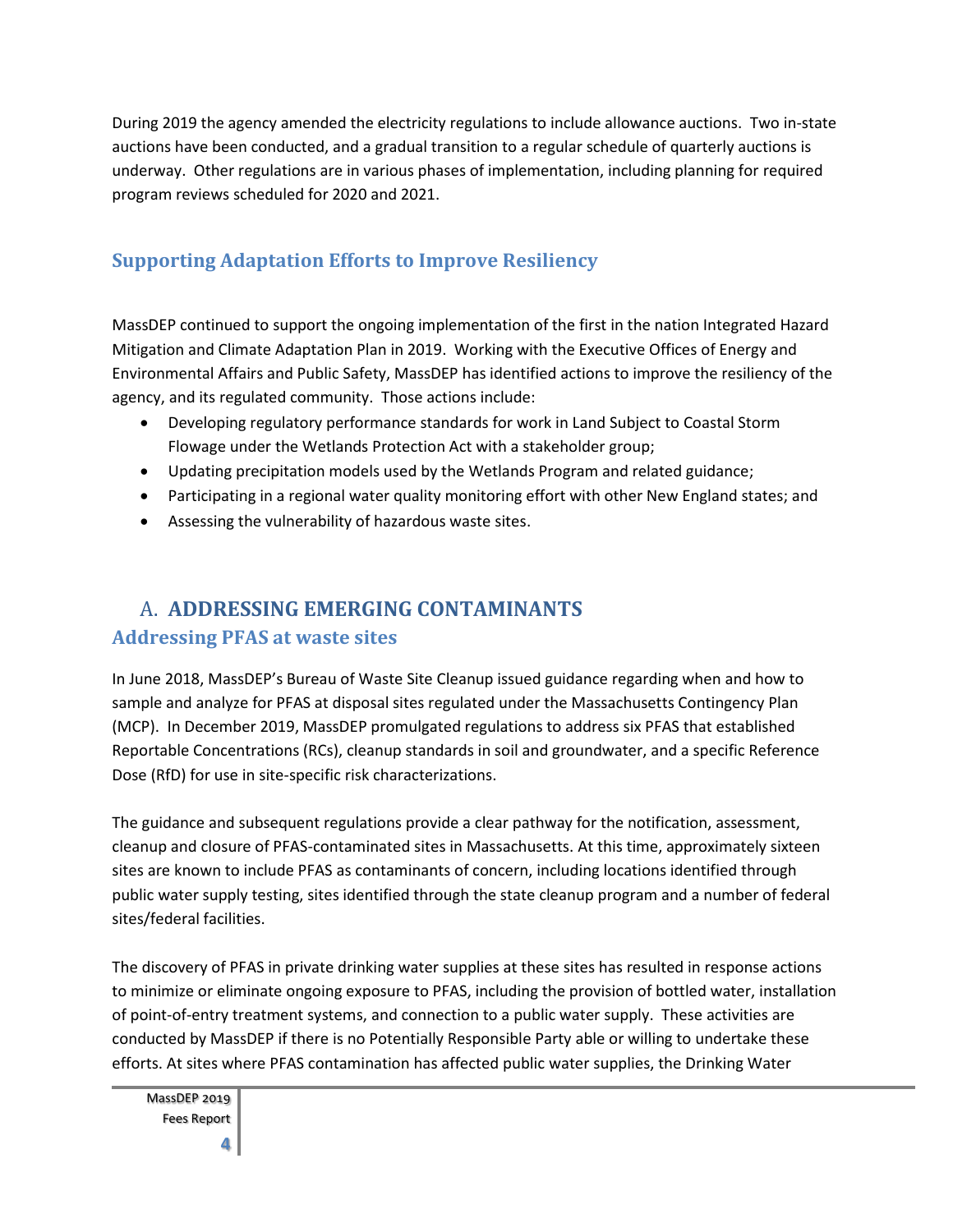During 2019 the agency amended the electricity regulations to include allowance auctions. Two in-state auctions have been conducted, and a gradual transition to a regular schedule of quarterly auctions is underway. Other regulations are in various phases of implementation, including planning for required program reviews scheduled for 2020 and 2021.

### Supporting Adaptation Efforts to Improve Resiliency

MassDEP continued to support the ongoing implementation of the first in the nation Integrated Hazard Mitigation and Climate Adaptation Plan in 2019. Working with the Executive Offices of Energy and Environmental Affairs and Public Safety, MassDEP has identified actions to improve the resiliency of the agency, and its regulated community. Those actions include:

- Developing regulatory performance standards for work in Land Subject to Coastal Storm Flowage under the Wetlands Protection Act with a stakeholder group;
- Updating precipitation models used by the Wetlands Program and related guidance;
- Participating in a regional water quality monitoring effort with other New England states; and
- Assessing the vulnerability of hazardous waste sites.

## A. ADDRESSING EMERGING CONTAMINANTS

### Addressing PFAS at waste sites

In June 2018, MassDEP's Bureau of Waste Site Cleanup issued guidance regarding when and how to sample and analyze for PFAS at disposal sites regulated under the Massachusetts Contingency Plan (MCP). In December 2019, MassDEP promulgated regulations to address six PFAS that established Reportable Concentrations (RCs), cleanup standards in soil and groundwater, and a specific Reference Dose (RfD) for use in site-specific risk characterizations.

The guidance and subsequent regulations provide a clear pathway for the notification, assessment, cleanup and closure of PFAS-contaminated sites in Massachusetts. At this time, approximately sixteen sites are known to include PFAS as contaminants of concern, including locations identified through public water supply testing, sites identified through the state cleanup program and a number of federal sites/federal facilities.

The discovery of PFAS in private drinking water supplies at these sites has resulted in response actions to minimize or eliminate ongoing exposure to PFAS, including the provision of bottled water, installation of point-of-entry treatment systems, and connection to a public water supply. These activities are conducted by MassDEP if there is no Potentially Responsible Party able or willing to undertake these efforts. At sites where PFAS contamination has affected public water supplies, the Drinking Water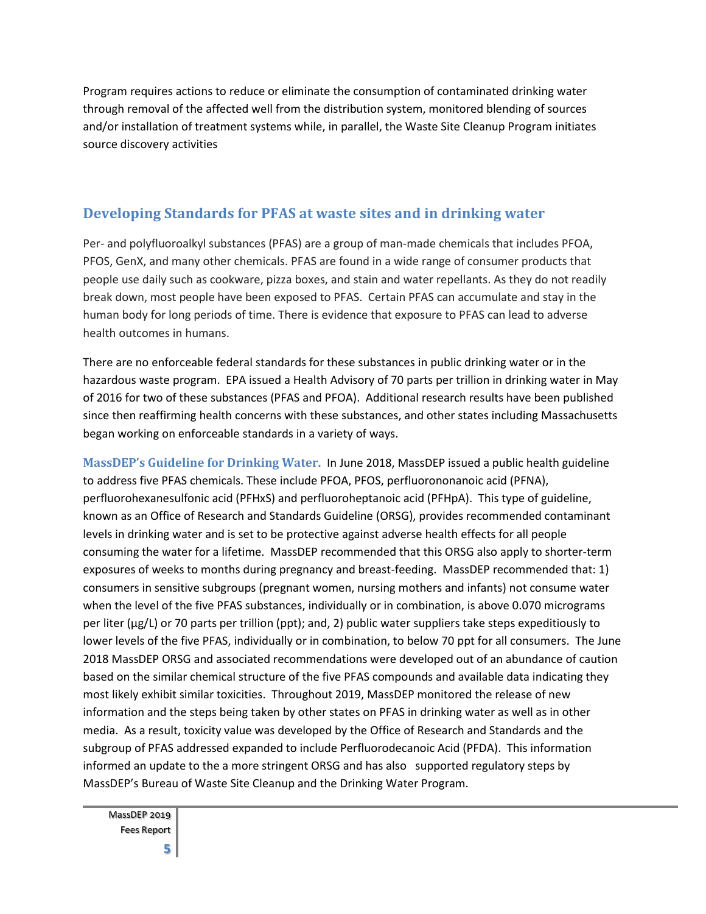Program requires actions to reduce or eliminate the consumption of contaminated drinking water through removal of the affected well from the distribution system, monitored blending of sources and/or installation of treatment systems while, in parallel, the Waste Site Cleanup Program initiates source discovery activities

## Developing Standards for PFAS at waste sites and in drinking water

Per- and polyfluoroalkyl substances (PFAS) are a group of man-made chemicals that includes PFOA, PFOS, GenX, and many other chemicals. PFAS are found in a wide range of consumer products that people use daily such as cookware, pizza boxes, and stain and water repellants. As they do not readily break down, most people have been exposed to PFAS. Certain PFAS can accumulate and stay in the human body for long periods of time. There is evidence that exposure to PFAS can lead to adverse health outcomes in humans.

There are no enforceable federal standards for these substances in public drinking water or in the hazardous waste program. EPA issued a Health Advisory of 70 parts per trillion in drinking water in May of 2016 for two of these substances (PFAS and PFOA). Additional research results have been published since then reaffirming health concerns with these substances, and other states including Massachusetts began working on enforceable standards in a variety of ways.

**MassDEP's Guideline for Drinking Water.** In June 2018, MassDEP issued a public health guideline to address five PFAS chemicals. These include PFOA, PFOS, perfluorononanoic acid (PFNA), perfluorohexanesulfonic acid (PFHxS) and perfluoroheptanoic acid (PFHpA). This type of guideline, known as an Office of Research and Standards Guideline (ORSG), provides recommended contaminant levels in drinking water and is set to be protective against adverse health effects for all people consuming the water for a lifetime. MassDEP recommended that this ORSG also apply to shorter-term exposures of weeks to months during pregnancy and breast-feeding. MassDEP recommended that: 1) consumers in sensitive subgroups (pregnant women, nursing mothers and infants) not consume water when the level of the five PFAS substances, individually or in combination, is above 0.070 micrograms per liter (µg/L) or 70 parts per trillion (ppt); and, 2) public water suppliers take steps expeditiously to lower levels of the five PFAS, individually or in combination, to below 70 ppt for all consumers. The June 2018 MassDEP ORSG and associated recommendations were developed out of an abundance of caution based on the similar chemical structure of the five PFAS compounds and available data indicating they most likely exhibit similar toxicities. Throughout 2019, MassDEP monitored the release of new information and the steps being taken by other states on PFAS in drinking water as well as in other media. As a result, toxicity value was developed by the Office of Research and Standards and the subgroup of PFAS addressed expanded to include Perfluorodecanoic Acid (PFDA). This information informed an update to the a more stringent ORSG and has also supported regulatory steps by MassDEP's Bureau of Waste Site Cleanup and the Drinking Water Program.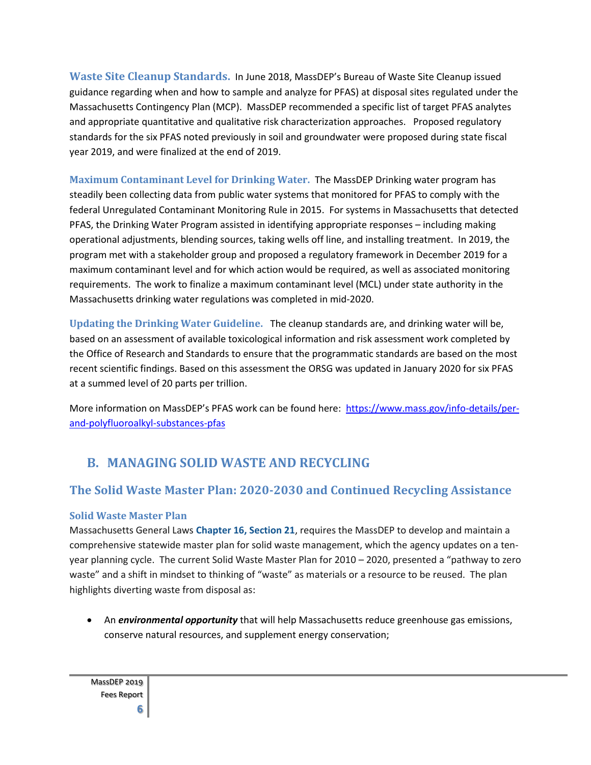**Waste Site Cleanup Standards.** In June 2018, MassDEP's Bureau of Waste Site Cleanup issued guidance regarding when and how to sample and analyze for PFAS) at disposal sites regulated under the Massachusetts Contingency Plan (MCP). MassDEP recommended a specific list of target PFAS analytes and appropriate quantitative and qualitative risk characterization approaches. Proposed regulatory standards for the six PFAS noted previously in soil and groundwater were proposed during state fiscal year 2019, and were finalized at the end of 2019.

**Maximum Contaminant Level for Drinking Water.** The MassDEP Drinking water program has steadily been collecting data from public water systems that monitored for PFAS to comply with the federal Unregulated Contaminant Monitoring Rule in 2015. For systems in Massachusetts that detected PFAS, the Drinking Water Program assisted in identifying appropriate responses – including making operational adjustments, blending sources, taking wells off line, and installing treatment. In 2019, the program met with a stakeholder group and proposed a regulatory framework in December 2019 for a maximum contaminant level and for which action would be required, as well as associated monitoring requirements. The work to finalize a maximum contaminant level (MCL) under state authority in the Massachusetts drinking water regulations was completed in mid-2020.

**Updating the Drinking Water Guideline.** The cleanup standards are, and drinking water will be, based on an assessment of available toxicological information and risk assessment work completed by the Office of Research and Standards to ensure that the programmatic standards are based on the most recent scientific findings. Based on this assessment the ORSG was updated in January 2020 for six PFAS at a summed level of 20 parts per trillion.

More information on MassDEP's PFAS work can be found here: [https://www.mass.gov/info-details/per-and-polyfluoroalkyl-substances-pfas](https://www.mass.gov/info-details/per-and-polyfluoroalkyl-substances-pfas)

## B. MANAGING SOLID WASTE AND RECYCLING

### The Solid Waste Master Plan: 2020-2030 and Continued Recycling Assistance

#### Solid Waste Master Plan

Massachusetts General Laws **Chapter 16, Section 21**, requires the MassDEP to develop and maintain a comprehensive statewide master plan for solid waste management, which the agency updates on a ten-year planning cycle. The current Solid Waste Master Plan for 2010 – 2020, presented a "pathway to zero waste" and a shift in mindset to thinking of "waste" as materials or a resource to be reused. The plan highlights diverting waste from disposal as:

- An ***environmental opportunity*** that will help Massachusetts reduce greenhouse gas emissions, conserve natural resources, and supplement energy conservation;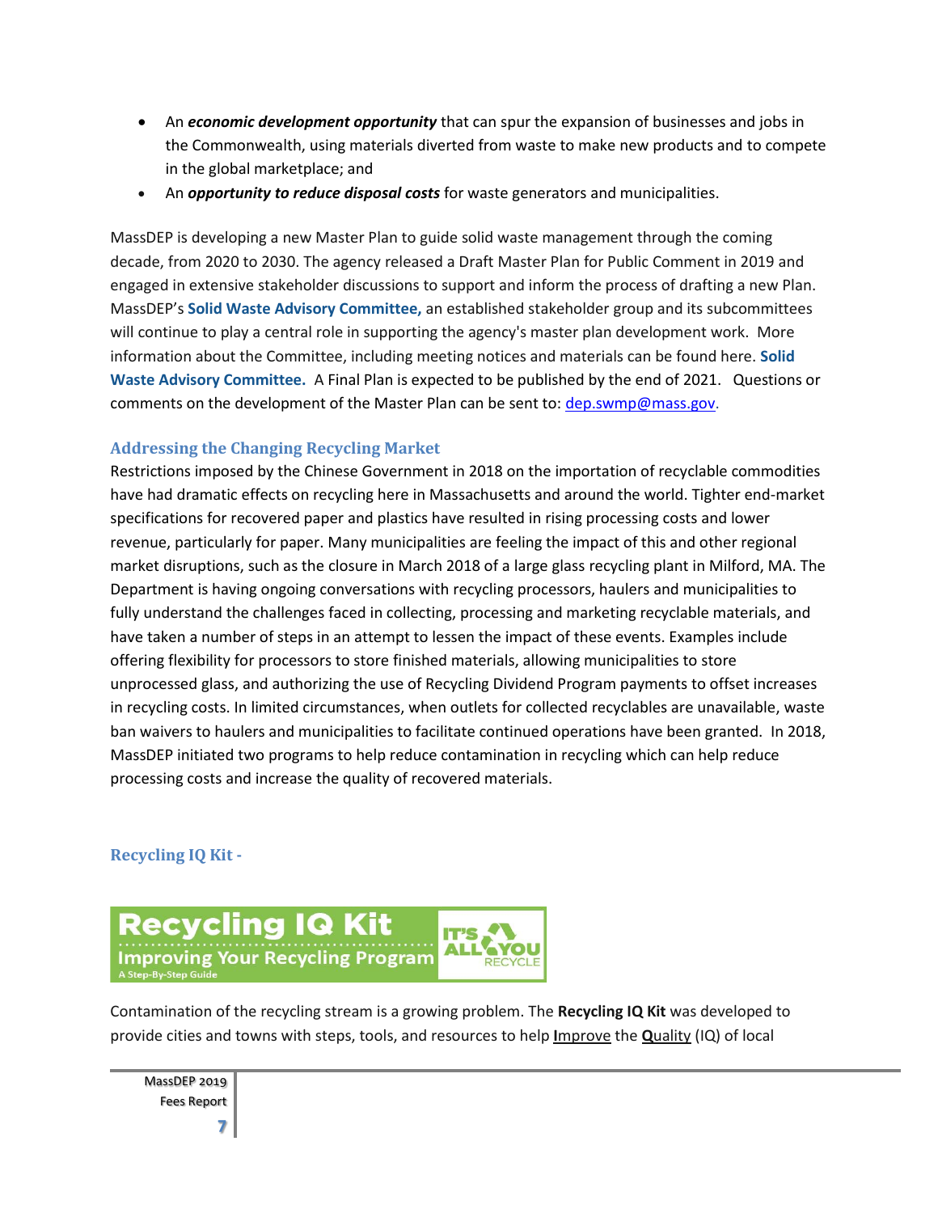- An ***economic development opportunity*** that can spur the expansion of businesses and jobs in the Commonwealth, using materials diverted from waste to make new products and to compete in the global marketplace; and
- An ***opportunity to reduce disposal costs*** for waste generators and municipalities.

MassDEP is developing a new Master Plan to guide solid waste management through the coming decade, from 2020 to 2030. The agency released a Draft Master Plan for Public Comment in 2019 and engaged in extensive stakeholder discussions to support and inform the process of drafting a new Plan. MassDEP's **Solid Waste Advisory Committee,** an established stakeholder group and its subcommittees will continue to play a central role in supporting the agency's master plan development work. More information about the Committee, including meeting notices and materials can be found here. **Solid Waste Advisory Committee.** A Final Plan is expected to be published by the end of 2021. Questions or comments on the development of the Master Plan can be sent to: dep.swmp@mass.gov.

## Addressing the Changing Recycling Market

Restrictions imposed by the Chinese Government in 2018 on the importation of recyclable commodities have had dramatic effects on recycling here in Massachusetts and around the world. Tighter end-market specifications for recovered paper and plastics have resulted in rising processing costs and lower revenue, particularly for paper. Many municipalities are feeling the impact of this and other regional market disruptions, such as the closure in March 2018 of a large glass recycling plant in Milford, MA. The Department is having ongoing conversations with recycling processors, haulers and municipalities to fully understand the challenges faced in collecting, processing and marketing recyclable materials, and have taken a number of steps in an attempt to lessen the impact of these events. Examples include offering flexibility for processors to store finished materials, allowing municipalities to store unprocessed glass, and authorizing the use of Recycling Dividend Program payments to offset increases in recycling costs. In limited circumstances, when outlets for collected recyclables are unavailable, waste ban waivers to haulers and municipalities to facilitate continued operations have been granted. In 2018, MassDEP initiated two programs to help reduce contamination in recycling which can help reduce processing costs and increase the quality of recovered materials.

## Recycling IQ Kit -

Recycling IQ Kit
Improving Your Recycling Program
A Step-By-Step Guide
IT'S ALL YOU RECYCLE

Contamination of the recycling stream is a growing problem. The **Recycling IQ Kit** was developed to provide cities and towns with steps, tools, and resources to help **I**mprove the **Q**uality (IQ) of local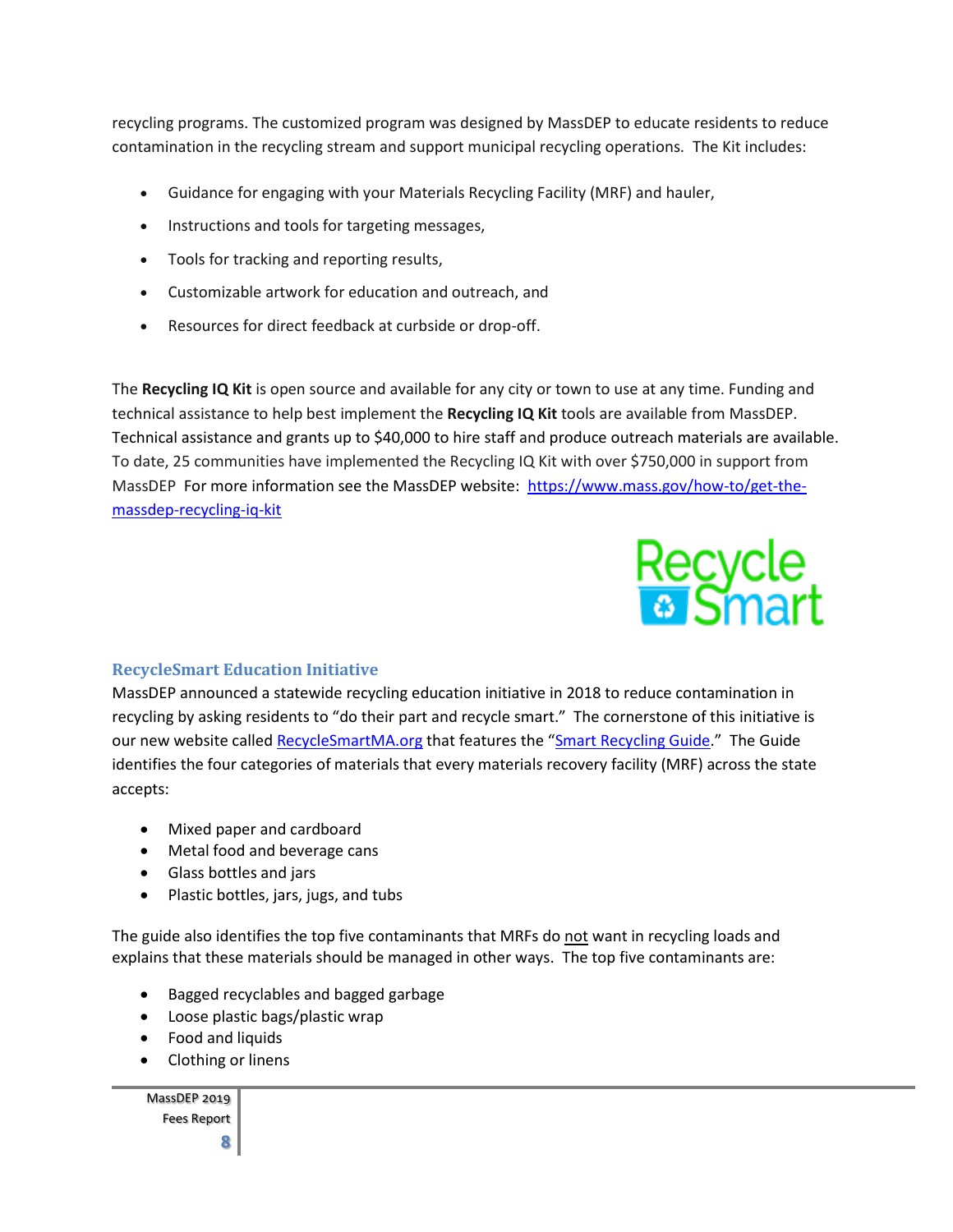recycling programs. The customized program was designed by MassDEP to educate residents to reduce contamination in the recycling stream and support municipal recycling operations. The Kit includes:

- Guidance for engaging with your Materials Recycling Facility (MRF) and hauler,
- Instructions and tools for targeting messages,
- Tools for tracking and reporting results,
- Customizable artwork for education and outreach, and
- Resources for direct feedback at curbside or drop-off.

The **Recycling IQ Kit** is open source and available for any city or town to use at any time. Funding and technical assistance to help best implement the **Recycling IQ Kit** tools are available from MassDEP. Technical assistance and grants up to $40,000 to hire staff and produce outreach materials are available. To date, 25 communities have implemented the Recycling IQ Kit with over $750,000 in support from MassDEP For more information see the MassDEP website: [https://www.mass.gov/how-to/get-the-massdep-recycling-iq-kit](https://www.mass.gov/how-to/get-the-massdep-recycling-iq-kit)

### RecycleSmart Education Initiative

MassDEP announced a statewide recycling education initiative in 2018 to reduce contamination in recycling by asking residents to "do their part and recycle smart." The cornerstone of this initiative is our new website called [RecycleSmartMA.org](RecycleSmartMA.org) that features the "Smart Recycling Guide." The Guide identifies the four categories of materials that every materials recovery facility (MRF) across the state accepts:

- Mixed paper and cardboard
- Metal food and beverage cans
- Glass bottles and jars
- Plastic bottles, jars, jugs, and tubs

The guide also identifies the top five contaminants that MRFs do not want in recycling loads and explains that these materials should be managed in other ways. The top five contaminants are:

- Bagged recyclables and bagged garbage
- Loose plastic bags/plastic wrap
- Food and liquids
- Clothing or linens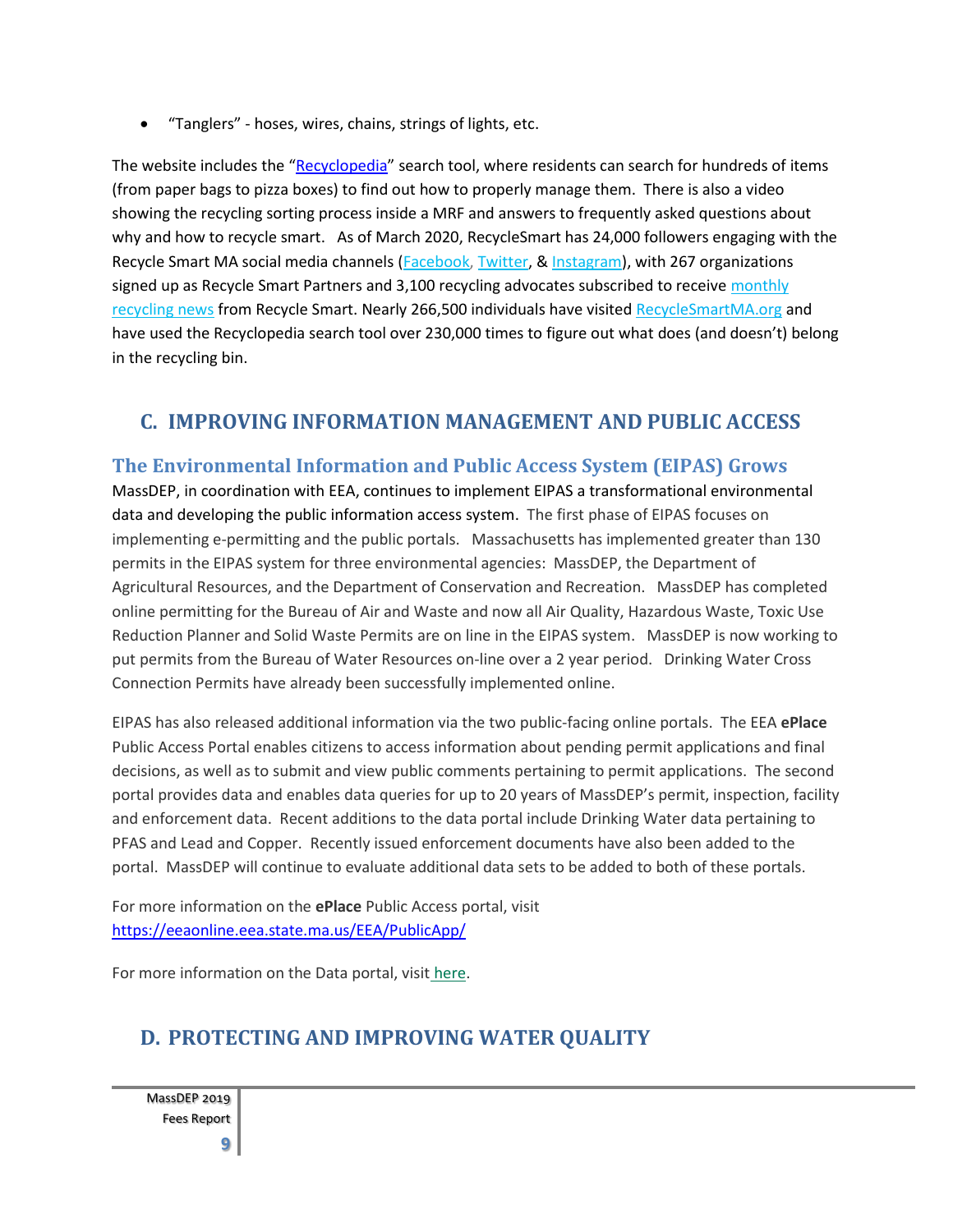- "Tanglers" - hoses, wires, chains, strings of lights, etc.

The website includes the "Recyclopedia" search tool, where residents can search for hundreds of items (from paper bags to pizza boxes) to find out how to properly manage them. There is also a video showing the recycling sorting process inside a MRF and answers to frequently asked questions about why and how to recycle smart. As of March 2020, RecycleSmart has 24,000 followers engaging with the Recycle Smart MA social media channels (Facebook, Twitter, & Instagram), with 267 organizations signed up as Recycle Smart Partners and 3,100 recycling advocates subscribed to receive monthly recycling news from Recycle Smart. Nearly 266,500 individuals have visited RecycleSmartMA.org and have used the Recyclopedia search tool over 230,000 times to figure out what does (and doesn't) belong in the recycling bin.

## C. IMPROVING INFORMATION MANAGEMENT AND PUBLIC ACCESS

### The Environmental Information and Public Access System (EIPAS) Grows

MassDEP, in coordination with EEA, continues to implement EIPAS a transformational environmental data and developing the public information access system. The first phase of EIPAS focuses on implementing e-permitting and the public portals. Massachusetts has implemented greater than 130 permits in the EIPAS system for three environmental agencies: MassDEP, the Department of Agricultural Resources, and the Department of Conservation and Recreation. MassDEP has completed online permitting for the Bureau of Air and Waste and now all Air Quality, Hazardous Waste, Toxic Use Reduction Planner and Solid Waste Permits are on line in the EIPAS system. MassDEP is now working to put permits from the Bureau of Water Resources on-line over a 2 year period. Drinking Water Cross Connection Permits have already been successfully implemented online.

EIPAS has also released additional information via the two public-facing online portals. The EEA **ePlace** Public Access Portal enables citizens to access information about pending permit applications and final decisions, as well as to submit and view public comments pertaining to permit applications. The second portal provides data and enables data queries for up to 20 years of MassDEP's permit, inspection, facility and enforcement data. Recent additions to the data portal include Drinking Water data pertaining to PFAS and Lead and Copper. Recently issued enforcement documents have also been added to the portal. MassDEP will continue to evaluate additional data sets to be added to both of these portals.

For more information on the **ePlace** Public Access portal, visit https://eeaonline.eea.state.ma.us/EEA/PublicApp/

For more information on the Data portal, visit here.

## D. PROTECTING AND IMPROVING WATER QUALITY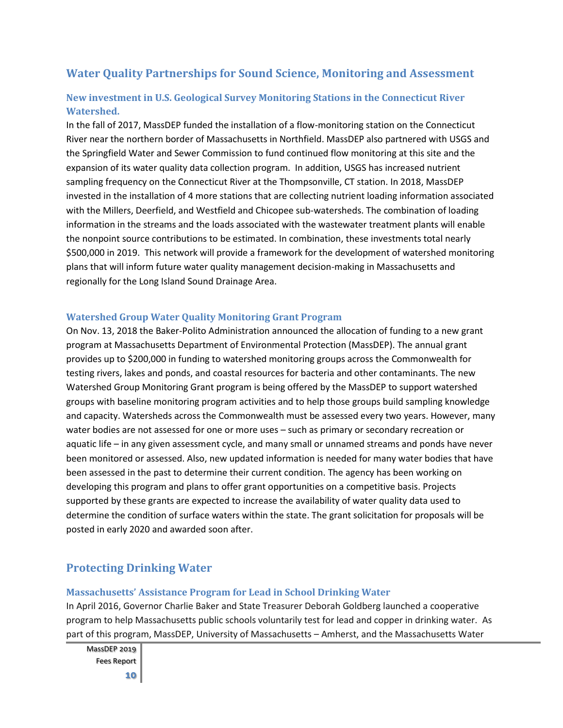## Water Quality Partnerships for Sound Science, Monitoring and Assessment

### New investment in U.S. Geological Survey Monitoring Stations in the Connecticut River Watershed.

In the fall of 2017, MassDEP funded the installation of a flow-monitoring station on the Connecticut River near the northern border of Massachusetts in Northfield. MassDEP also partnered with USGS and the Springfield Water and Sewer Commission to fund continued flow monitoring at this site and the expansion of its water quality data collection program. In addition, USGS has increased nutrient sampling frequency on the Connecticut River at the Thompsonville, CT station. In 2018, MassDEP invested in the installation of 4 more stations that are collecting nutrient loading information associated with the Millers, Deerfield, and Westfield and Chicopee sub-watersheds. The combination of loading information in the streams and the loads associated with the wastewater treatment plants will enable the nonpoint source contributions to be estimated. In combination, these investments total nearly $500,000 in 2019. This network will provide a framework for the development of watershed monitoring plans that will inform future water quality management decision-making in Massachusetts and regionally for the Long Island Sound Drainage Area.

### Watershed Group Water Quality Monitoring Grant Program

On Nov. 13, 2018 the Baker-Polito Administration announced the allocation of funding to a new grant program at Massachusetts Department of Environmental Protection (MassDEP). The annual grant provides up to $200,000 in funding to watershed monitoring groups across the Commonwealth for testing rivers, lakes and ponds, and coastal resources for bacteria and other contaminants. The new Watershed Group Monitoring Grant program is being offered by the MassDEP to support watershed groups with baseline monitoring program activities and to help those groups build sampling knowledge and capacity. Watersheds across the Commonwealth must be assessed every two years. However, many water bodies are not assessed for one or more uses – such as primary or secondary recreation or aquatic life – in any given assessment cycle, and many small or unnamed streams and ponds have never been monitored or assessed. Also, new updated information is needed for many water bodies that have been assessed in the past to determine their current condition. The agency has been working on developing this program and plans to offer grant opportunities on a competitive basis. Projects supported by these grants are expected to increase the availability of water quality data used to determine the condition of surface waters within the state. The grant solicitation for proposals will be posted in early 2020 and awarded soon after.

## Protecting Drinking Water

### Massachusetts' Assistance Program for Lead in School Drinking Water

In April 2016, Governor Charlie Baker and State Treasurer Deborah Goldberg launched a cooperative program to help Massachusetts public schools voluntarily test for lead and copper in drinking water. As part of this program, MassDEP, University of Massachusetts – Amherst, and the Massachusetts Water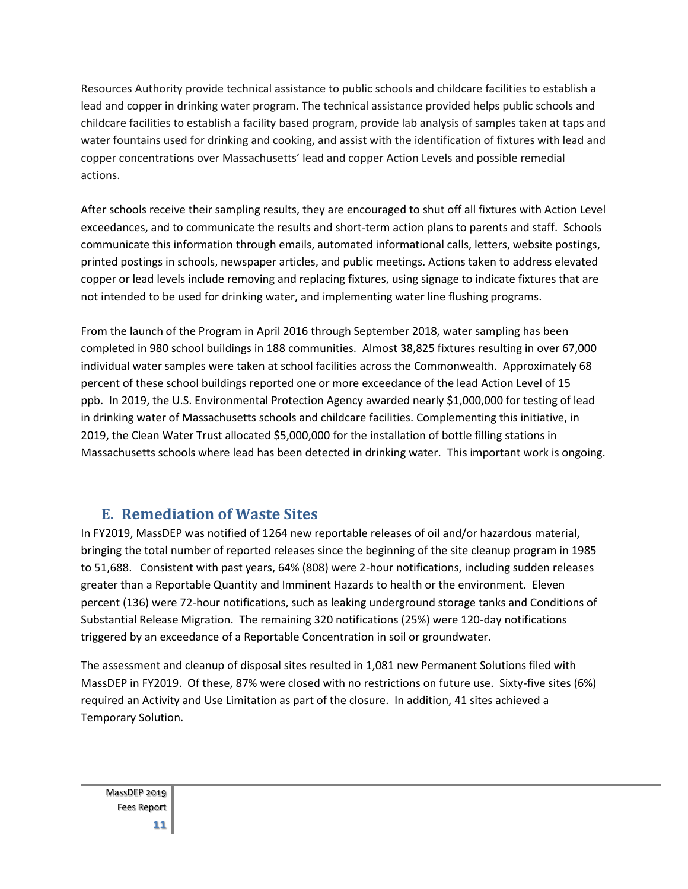Resources Authority provide technical assistance to public schools and childcare facilities to establish a lead and copper in drinking water program. The technical assistance provided helps public schools and childcare facilities to establish a facility based program, provide lab analysis of samples taken at taps and water fountains used for drinking and cooking, and assist with the identification of fixtures with lead and copper concentrations over Massachusetts' lead and copper Action Levels and possible remedial actions.

After schools receive their sampling results, they are encouraged to shut off all fixtures with Action Level exceedances, and to communicate the results and short-term action plans to parents and staff. Schools communicate this information through emails, automated informational calls, letters, website postings, printed postings in schools, newspaper articles, and public meetings. Actions taken to address elevated copper or lead levels include removing and replacing fixtures, using signage to indicate fixtures that are not intended to be used for drinking water, and implementing water line flushing programs.

From the launch of the Program in April 2016 through September 2018, water sampling has been completed in 980 school buildings in 188 communities. Almost 38,825 fixtures resulting in over 67,000 individual water samples were taken at school facilities across the Commonwealth. Approximately 68 percent of these school buildings reported one or more exceedance of the lead Action Level of 15 ppb. In 2019, the U.S. Environmental Protection Agency awarded nearly $1,000,000 for testing of lead in drinking water of Massachusetts schools and childcare facilities. Complementing this initiative, in 2019, the Clean Water Trust allocated $5,000,000 for the installation of bottle filling stations in Massachusetts schools where lead has been detected in drinking water. This important work is ongoing.

## E. Remediation of Waste Sites

In FY2019, MassDEP was notified of 1264 new reportable releases of oil and/or hazardous material, bringing the total number of reported releases since the beginning of the site cleanup program in 1985 to 51,688. Consistent with past years, 64% (808) were 2-hour notifications, including sudden releases greater than a Reportable Quantity and Imminent Hazards to health or the environment. Eleven percent (136) were 72-hour notifications, such as leaking underground storage tanks and Conditions of Substantial Release Migration. The remaining 320 notifications (25%) were 120-day notifications triggered by an exceedance of a Reportable Concentration in soil or groundwater.

The assessment and cleanup of disposal sites resulted in 1,081 new Permanent Solutions filed with MassDEP in FY2019. Of these, 87% were closed with no restrictions on future use. Sixty-five sites (6%) required an Activity and Use Limitation as part of the closure. In addition, 41 sites achieved a Temporary Solution.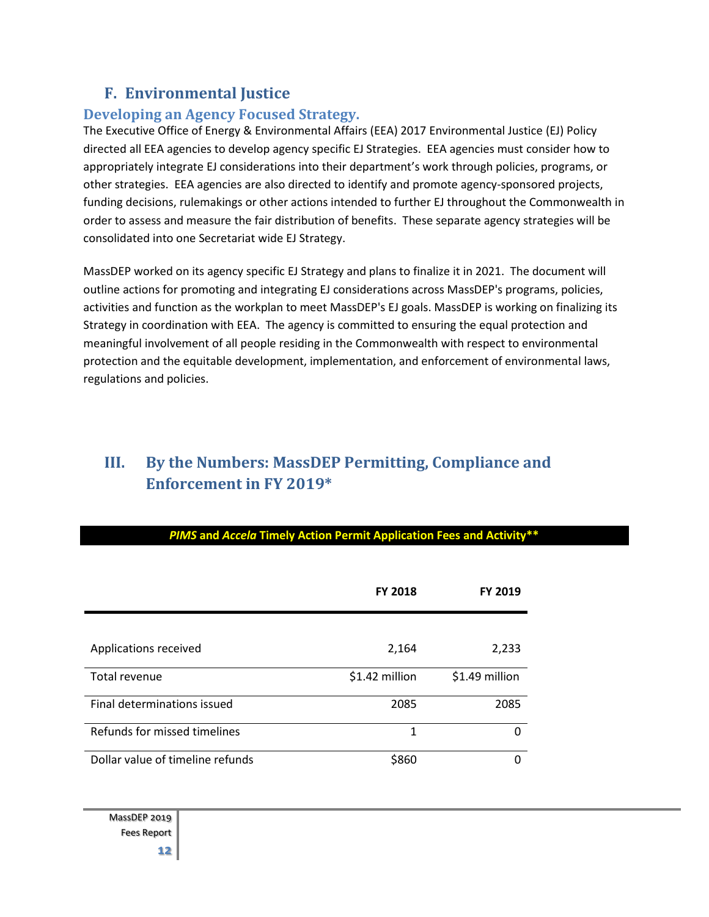## F. Environmental Justice

### Developing an Agency Focused Strategy.

The Executive Office of Energy & Environmental Affairs (EEA) 2017 Environmental Justice (EJ) Policy directed all EEA agencies to develop agency specific EJ Strategies. EEA agencies must consider how to appropriately integrate EJ considerations into their department's work through policies, programs, or other strategies. EEA agencies are also directed to identify and promote agency-sponsored projects, funding decisions, rulemakings or other actions intended to further EJ throughout the Commonwealth in order to assess and measure the fair distribution of benefits. These separate agency strategies will be consolidated into one Secretariat wide EJ Strategy.

MassDEP worked on its agency specific EJ Strategy and plans to finalize it in 2021. The document will outline actions for promoting and integrating EJ considerations across MassDEP's programs, policies, activities and function as the workplan to meet MassDEP's EJ goals. MassDEP is working on finalizing its Strategy in coordination with EEA. The agency is committed to ensuring the equal protection and meaningful involvement of all people residing in the Commonwealth with respect to environmental protection and the equitable development, implementation, and enforcement of environmental laws, regulations and policies.

# III. By the Numbers: MassDEP Permitting, Compliance and Enforcement in FY 2019*

***PIMS* and *Accela* Timely Action Permit Application Fees and Activity****

| | FY 2018 | FY 2019 |
|---|---|---|
| Applications received | 2,164 | 2,233 |
| Total revenue | $1.42 million | $1.49 million |
| Final determinations issued | 2085 | 2085 |
| Refunds for missed timelines | 1 | 0 |
| Dollar value of timeline refunds | $860 | 0 |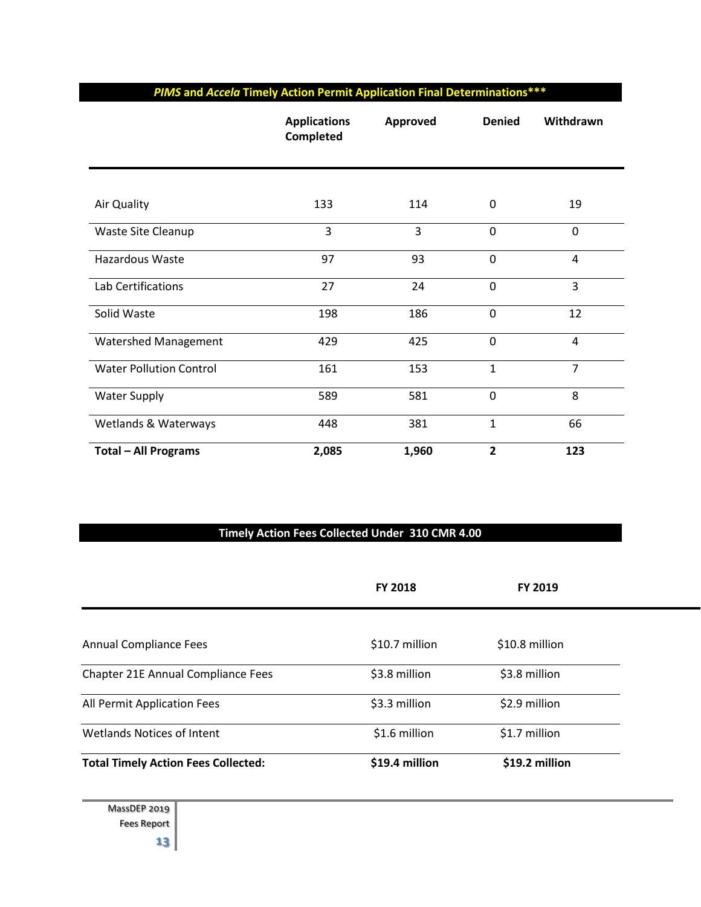## *PIMS* and *Accela* Timely Action Permit Application Final Determinations***

| | Applications Completed | Approved | Denied | Withdrawn |
|---|---|---|---|---|
| Air Quality | 133 | 114 | 0 | 19 |
| Waste Site Cleanup | 3 | 3 | 0 | 0 |
| Hazardous Waste | 97 | 93 | 0 | 4 |
| Lab Certifications | 27 | 24 | 0 | 3 |
| Solid Waste | 198 | 186 | 0 | 12 |
| Watershed Management | 429 | 425 | 0 | 4 |
| Water Pollution Control | 161 | 153 | 1 | 7 |
| Water Supply | 589 | 581 | 0 | 8 |
| Wetlands & Waterways | 448 | 381 | 1 | 66 |
| **Total – All Programs** | **2,085** | **1,960** | **2** | **123** |

## Timely Action Fees Collected Under 310 CMR 4.00

| | FY 2018 | FY 2019 |
|---|---|---|
| Annual Compliance Fees | $10.7 million | $10.8 million |
| Chapter 21E Annual Compliance Fees | $3.8 million | $3.8 million |
| All Permit Application Fees | $3.3 million | $2.9 million |
| Wetlands Notices of Intent | $1.6 million | $1.7 million |
| **Total Timely Action Fees Collected:** | **$19.4 million** | **$19.2 million** |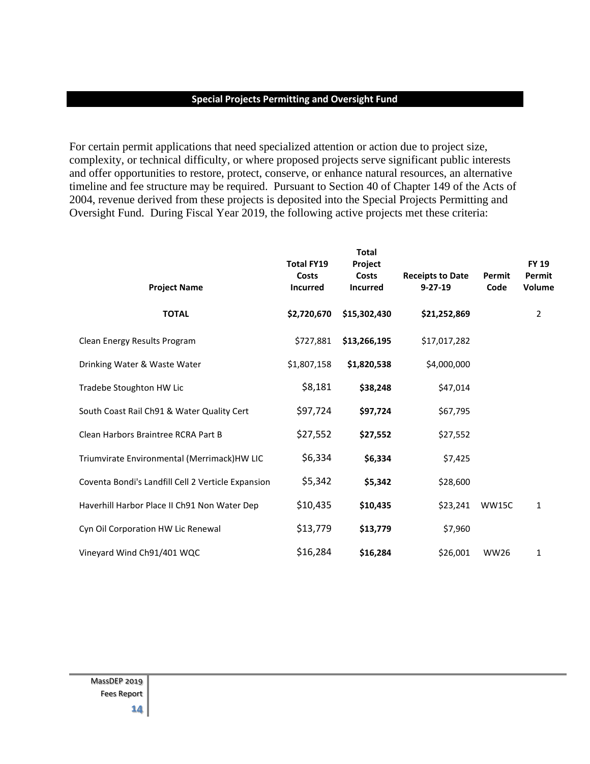## Special Projects Permitting and Oversight Fund

For certain permit applications that need specialized attention or action due to project size, complexity, or technical difficulty, or where proposed projects serve significant public interests and offer opportunities to restore, protect, conserve, or enhance natural resources, an alternative timeline and fee structure may be required. Pursuant to Section 40 of Chapter 149 of the Acts of 2004, revenue derived from these projects is deposited into the Special Projects Permitting and Oversight Fund. During Fiscal Year 2019, the following active projects met these criteria:

| Project Name | Total FY19 Costs Incurred | Total Project Costs Incurred | Receipts to Date 9-27-19 | Permit Code | FY 19 Permit Volume |
|---|---|---|---|---|---|
| **TOTAL** | **$2,720,670** | **$15,302,430** | **$21,252,869** | | 2 |
| Clean Energy Results Program | $727,881 | **$13,266,195** | $17,017,282 | | |
| Drinking Water & Waste Water | $1,807,158 | **$1,820,538** | $4,000,000 | | |
| Tradebe Stoughton HW Lic | $8,181 | **$38,248** | $47,014 | | |
| South Coast Rail Ch91 & Water Quality Cert | $97,724 | **$97,724** | $67,795 | | |
| Clean Harbors Braintree RCRA Part B | $27,552 | **$27,552** | $27,552 | | |
| Triumvirate Environmental (Merrimack)HW LIC | $6,334 | **$6,334** | $7,425 | | |
| Coventa Bondi's Landfill Cell 2 Verticle Expansion | $5,342 | **$5,342** | $28,600 | | |
| Haverhill Harbor Place II Ch91 Non Water Dep | $10,435 | **$10,435** | $23,241 | WW15C | 1 |
| Cyn Oil Corporation HW Lic Renewal | $13,779 | **$13,779** | $7,960 | | |
| Vineyard Wind Ch91/401 WQC | $16,284 | **$16,284** | $26,001 | WW26 | 1 |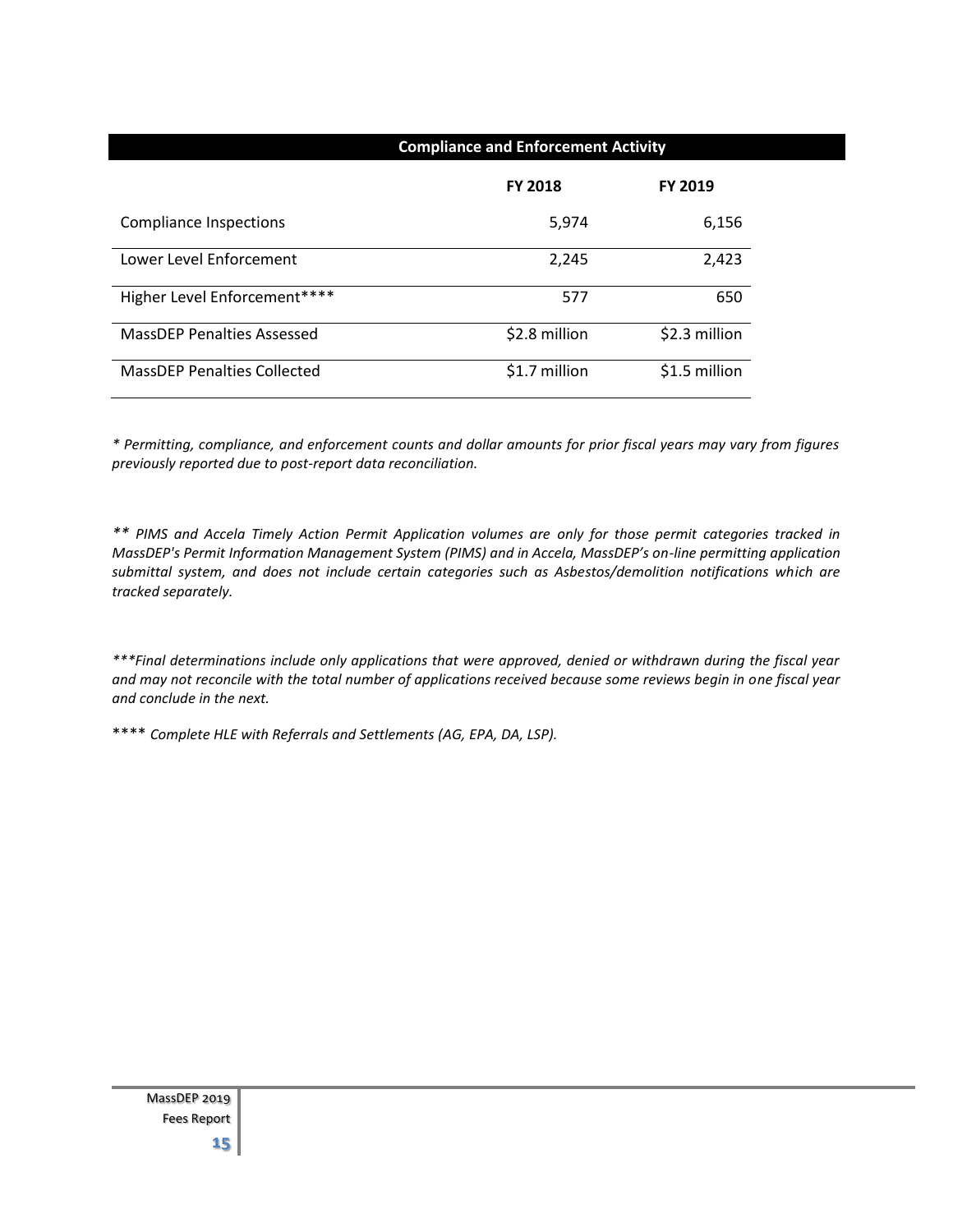| Compliance and Enforcement Activity | | |
|---|---|---|
| | **FY 2018** | **FY 2019** |
| Compliance Inspections | 5,974 | 6,156 |
| Lower Level Enforcement | 2,245 | 2,423 |
| Higher Level Enforcement**** | 577 | 650 |
| MassDEP Penalties Assessed | $2.8 million | $2.3 million |
| MassDEP Penalties Collected | $1.7 million | $1.5 million |

*\* Permitting, compliance, and enforcement counts and dollar amounts for prior fiscal years may vary from figures previously reported due to post-report data reconciliation.*

*\*\* PIMS and Accela Timely Action Permit Application volumes are only for those permit categories tracked in MassDEP's Permit Information Management System (PIMS) and in Accela, MassDEP's on-line permitting application submittal system, and does not include certain categories such as Asbestos/demolition notifications which are tracked separately.*

*\*\*\*Final determinations include only applications that were approved, denied or withdrawn during the fiscal year and may not reconcile with the total number of applications received because some reviews begin in one fiscal year and conclude in the next.*

\*\*\*\* *Complete HLE with Referrals and Settlements (AG, EPA, DA, LSP).*